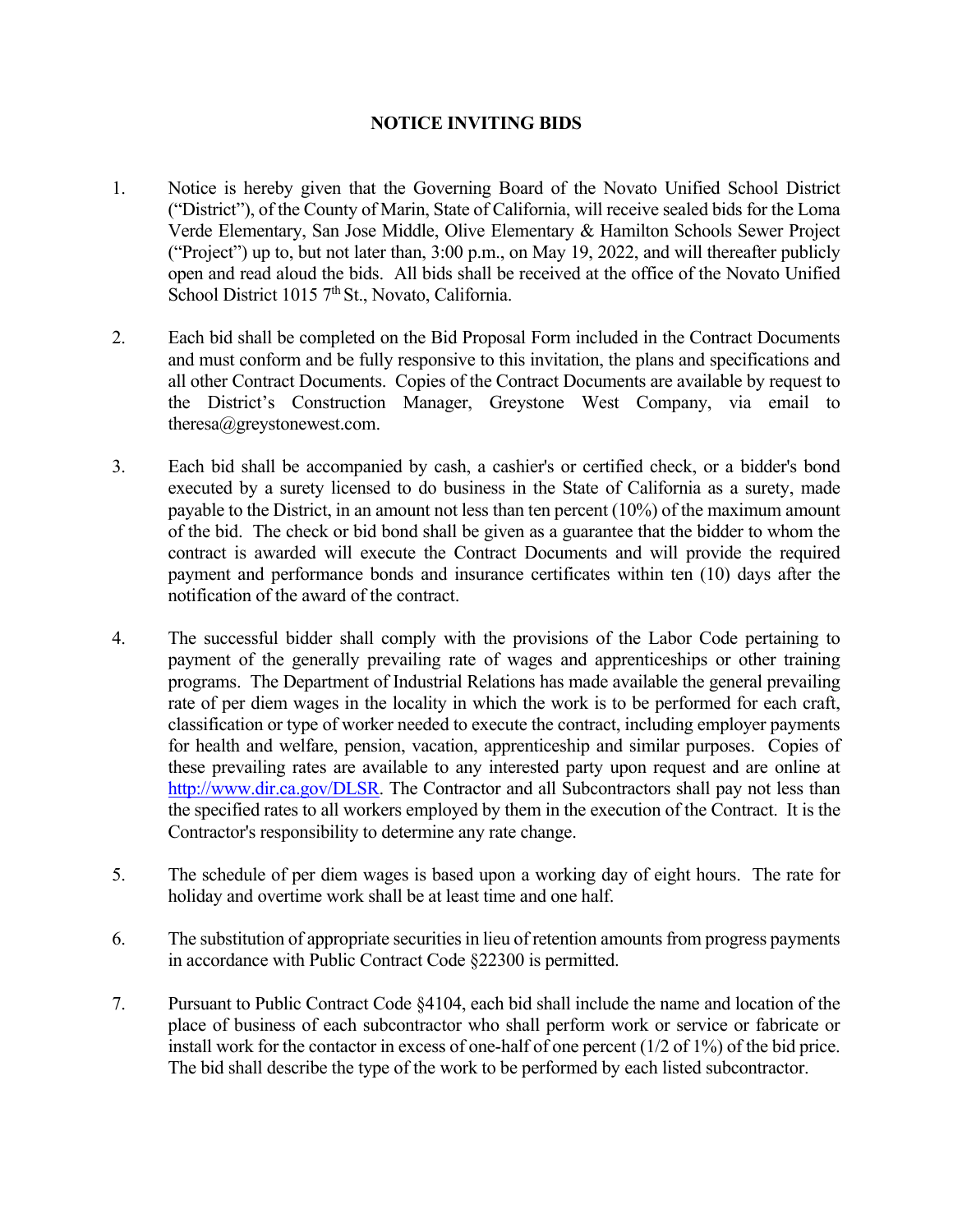# NOTICE INVITING BIDS

1. Notice is hereby given that the Governing Board of the Novato Unified School District ("District"), of the County of Marin, State of California, will receive sealed bids for the Loma Verde Elementary, San Jose Middle, Olive Elementary & Hamilton Schools Sewer Project ("Project") up to, but not later than, 3:00 p.m., on May 19, 2022, and will thereafter publicly open and read aloud the bids. All bids shall be received at the office of the Novato Unified School District 1015 7th St., Novato, California.

2. Each bid shall be completed on the Bid Proposal Form included in the Contract Documents and must conform and be fully responsive to this invitation, the plans and specifications and all other Contract Documents. Copies of the Contract Documents are available by request to the District's Construction Manager, Greystone West Company, via email to theresa@greystonewest.com.

3. Each bid shall be accompanied by cash, a cashier's or certified check, or a bidder's bond executed by a surety licensed to do business in the State of California as a surety, made payable to the District, in an amount not less than ten percent (10%) of the maximum amount of the bid. The check or bid bond shall be given as a guarantee that the bidder to whom the contract is awarded will execute the Contract Documents and will provide the required payment and performance bonds and insurance certificates within ten (10) days after the notification of the award of the contract.

4. The successful bidder shall comply with the provisions of the Labor Code pertaining to payment of the generally prevailing rate of wages and apprenticeships or other training programs. The Department of Industrial Relations has made available the general prevailing rate of per diem wages in the locality in which the work is to be performed for each craft, classification or type of worker needed to execute the contract, including employer payments for health and welfare, pension, vacation, apprenticeship and similar purposes. Copies of these prevailing rates are available to any interested party upon request and are online at http://www.dir.ca.gov/DLSR. The Contractor and all Subcontractors shall pay not less than the specified rates to all workers employed by them in the execution of the Contract. It is the Contractor's responsibility to determine any rate change.

5. The schedule of per diem wages is based upon a working day of eight hours. The rate for holiday and overtime work shall be at least time and one half.

6. The substitution of appropriate securities in lieu of retention amounts from progress payments in accordance with Public Contract Code §22300 is permitted.

7. Pursuant to Public Contract Code §4104, each bid shall include the name and location of the place of business of each subcontractor who shall perform work or service or fabricate or install work for the contactor in excess of one-half of one percent (1/2 of 1%) of the bid price. The bid shall describe the type of the work to be performed by each listed subcontractor.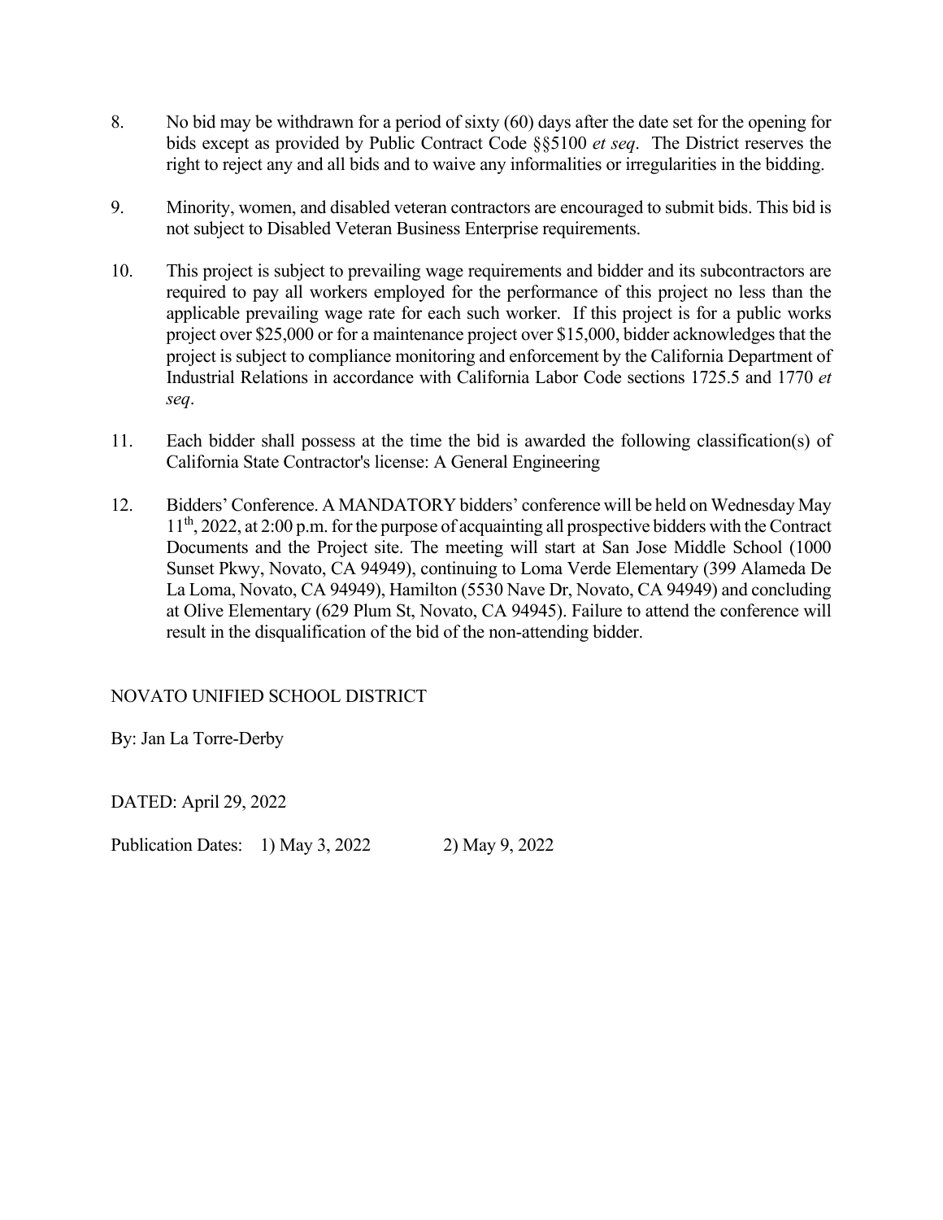8. No bid may be withdrawn for a period of sixty (60) days after the date set for the opening for bids except as provided by Public Contract Code §§5100 *et seq*. The District reserves the right to reject any and all bids and to waive any informalities or irregularities in the bidding.

9. Minority, women, and disabled veteran contractors are encouraged to submit bids. This bid is not subject to Disabled Veteran Business Enterprise requirements.

10. This project is subject to prevailing wage requirements and bidder and its subcontractors are required to pay all workers employed for the performance of this project no less than the applicable prevailing wage rate for each such worker. If this project is for a public works project over $25,000 or for a maintenance project over $15,000, bidder acknowledges that the project is subject to compliance monitoring and enforcement by the California Department of Industrial Relations in accordance with California Labor Code sections 1725.5 and 1770 *et seq*.

11. Each bidder shall possess at the time the bid is awarded the following classification(s) of California State Contractor's license: A General Engineering

12. Bidders' Conference. A MANDATORY bidders' conference will be held on Wednesday May 11th, 2022, at 2:00 p.m. for the purpose of acquainting all prospective bidders with the Contract Documents and the Project site. The meeting will start at San Jose Middle School (1000 Sunset Pkwy, Novato, CA 94949), continuing to Loma Verde Elementary (399 Alameda De La Loma, Novato, CA 94949), Hamilton (5530 Nave Dr, Novato, CA 94949) and concluding at Olive Elementary (629 Plum St, Novato, CA 94945). Failure to attend the conference will result in the disqualification of the bid of the non-attending bidder.

NOVATO UNIFIED SCHOOL DISTRICT

By: Jan La Torre-Derby

DATED: April 29, 2022

Publication Dates: 1) May 3, 2022 2) May 9, 2022